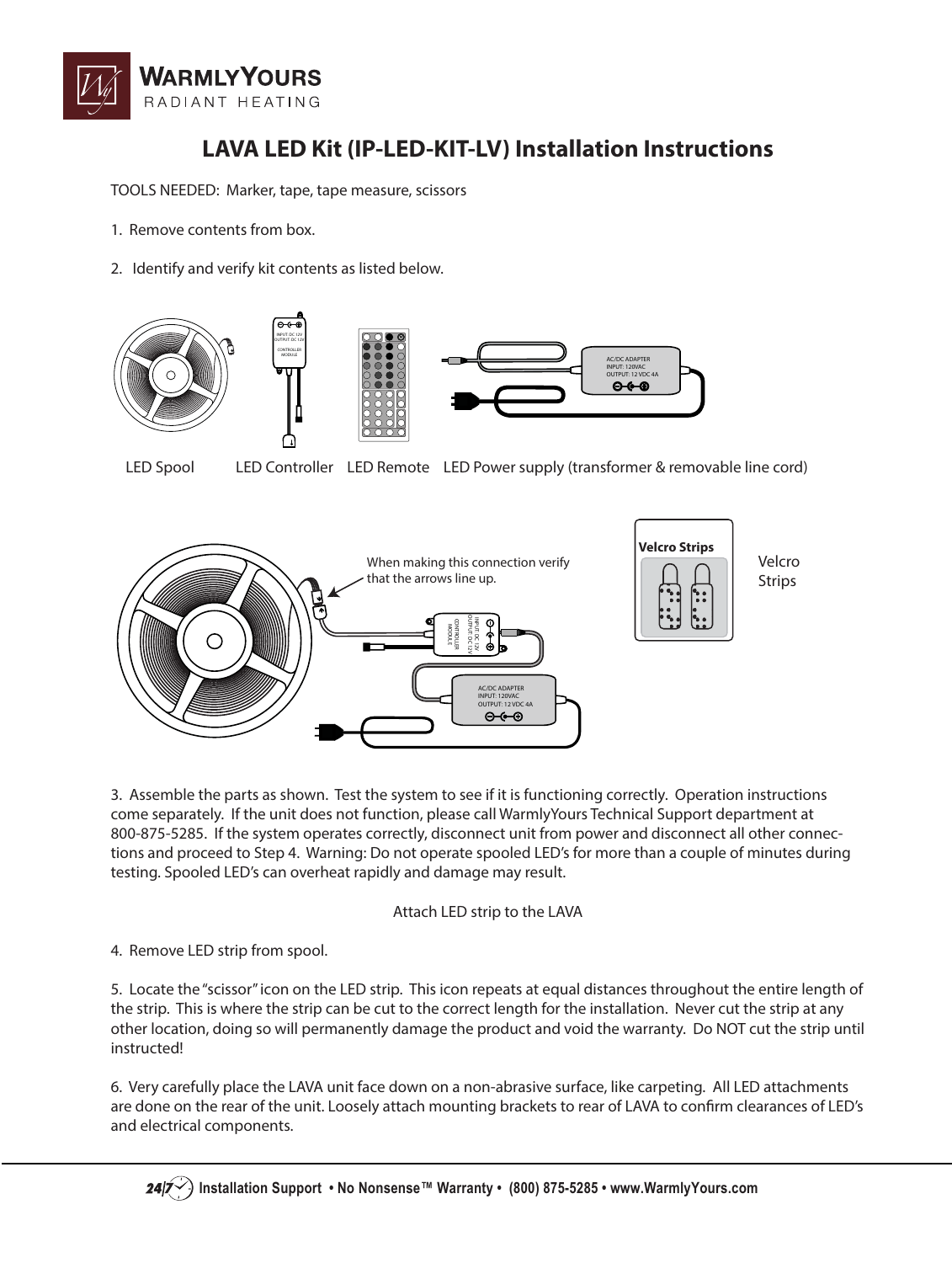# LAVA LED Kit (IP-LED-KIT-LV) Installation Instructions

TOOLS NEEDED: Marker, tape, tape measure, scissors

1. Remove contents from box.

2. Identify and verify kit contents as listed below.

LED Spool LED Controller LED Remote LED Power supply (transformer & removable line cord)

When making this connection verify that the arrows line up.

Velcro Strips

3. Assemble the parts as shown. Test the system to see if it is functioning correctly. Operation instructions come separately. If the unit does not function, please call WarmlyYours Technical Support department at 800-875-5285. If the system operates correctly, disconnect unit from power and disconnect all other connections and proceed to Step 4. Warning: Do not operate spooled LED's for more than a couple of minutes during testing. Spooled LED's can overheat rapidly and damage may result.

Attach LED strip to the LAVA

4. Remove LED strip from spool.

5. Locate the "scissor" icon on the LED strip. This icon repeats at equal distances throughout the entire length of the strip. This is where the strip can be cut to the correct length for the installation. Never cut the strip at any other location, doing so will permanently damage the product and void the warranty. Do NOT cut the strip until instructed!

6. Very carefully place the LAVA unit face down on a non-abrasive surface, like carpeting. All LED attachments are done on the rear of the unit. Loosely attach mounting brackets to rear of LAVA to confirm clearances of LED's and electrical components.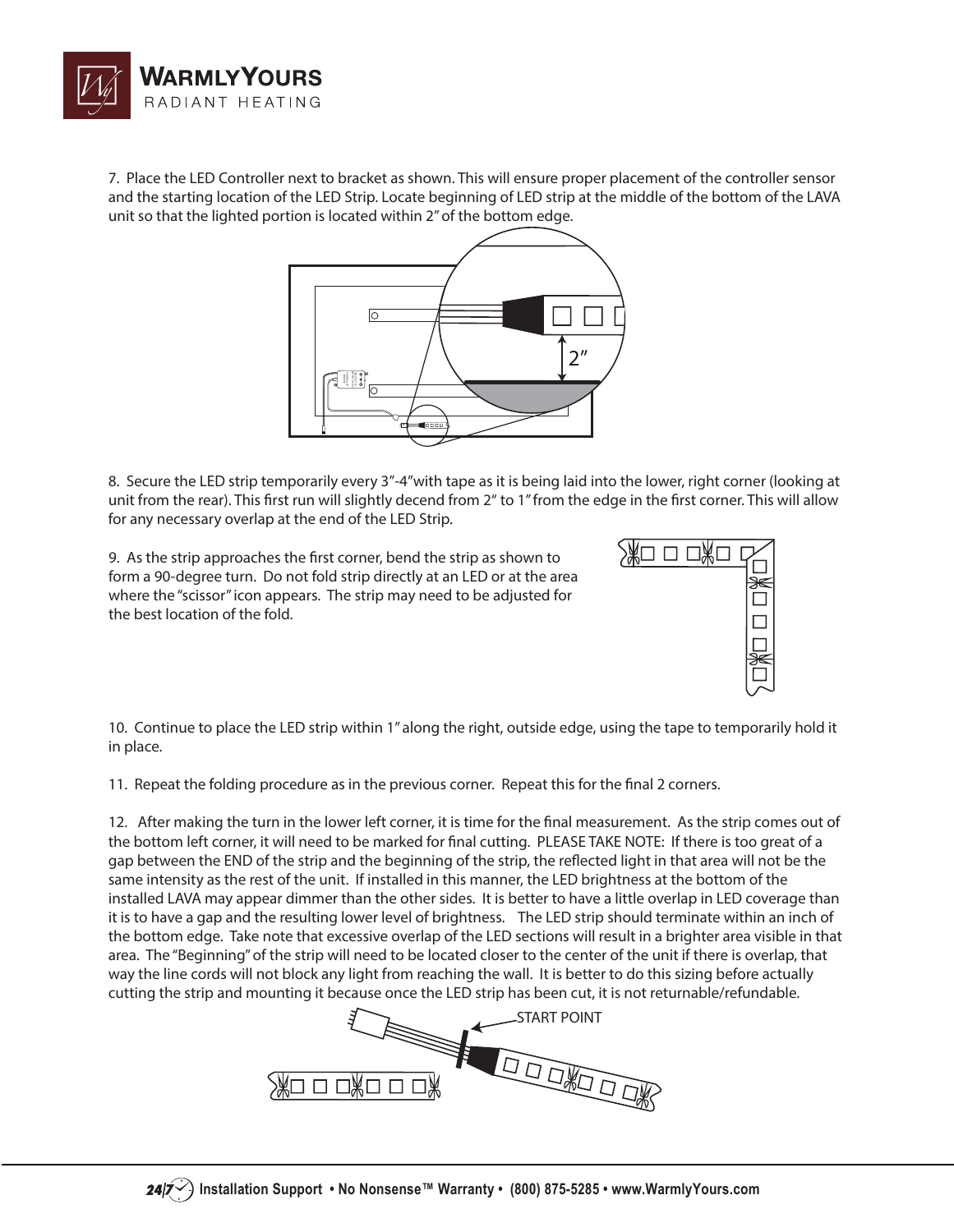7. Place the LED Controller next to bracket as shown. This will ensure proper placement of the controller sensor and the starting location of the LED Strip. Locate beginning of LED strip at the middle of the bottom of the LAVA unit so that the lighted portion is located within 2" of the bottom edge.

2"

8. Secure the LED strip temporarily every 3"-4"with tape as it is being laid into the lower, right corner (looking at unit from the rear). This first run will slightly decend from 2" to 1" from the edge in the first corner. This will allow for any necessary overlap at the end of the LED Strip.

9. As the strip approaches the first corner, bend the strip as shown to form a 90-degree turn. Do not fold strip directly at an LED or at the area where the "scissor" icon appears. The strip may need to be adjusted for the best location of the fold.

10. Continue to place the LED strip within 1" along the right, outside edge, using the tape to temporarily hold it in place.

11. Repeat the folding procedure as in the previous corner. Repeat this for the final 2 corners.

12. After making the turn in the lower left corner, it is time for the final measurement. As the strip comes out of the bottom left corner, it will need to be marked for final cutting. PLEASE TAKE NOTE: If there is too great of a gap between the END of the strip and the beginning of the strip, the reflected light in that area will not be the same intensity as the rest of the unit. If installed in this manner, the LED brightness at the bottom of the installed LAVA may appear dimmer than the other sides. It is better to have a little overlap in LED coverage than it is to have a gap and the resulting lower level of brightness. The LED strip should terminate within an inch of the bottom edge. Take note that excessive overlap of the LED sections will result in a brighter area visible in that area. The "Beginning" of the strip will need to be located closer to the center of the unit if there is overlap, that way the line cords will not block any light from reaching the wall. It is better to do this sizing before actually cutting the strip and mounting it because once the LED strip has been cut, it is not returnable/refundable.

START POINT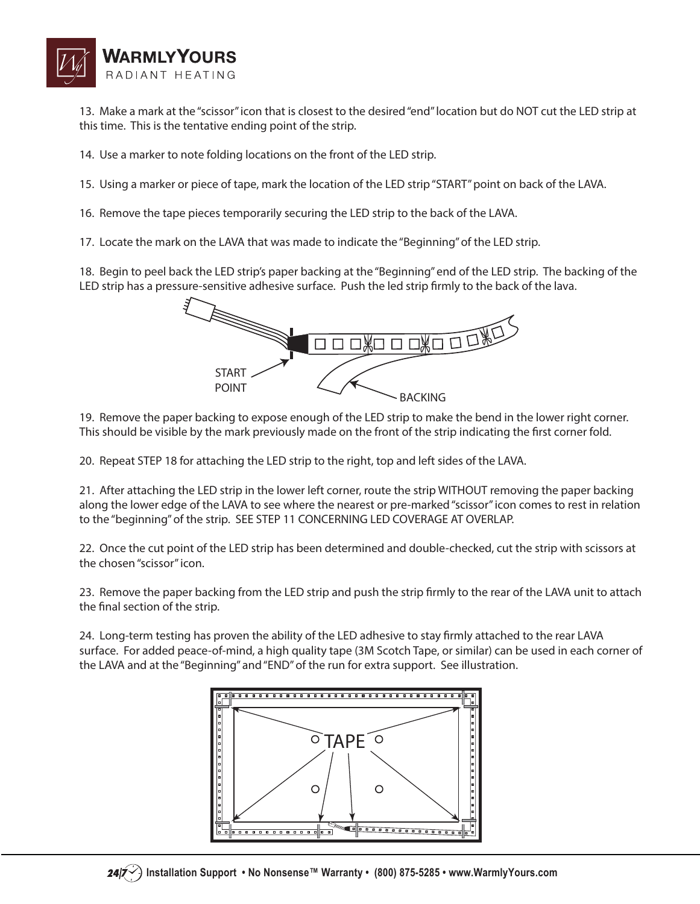13. Make a mark at the "scissor" icon that is closest to the desired "end" location but do NOT cut the LED strip at this time. This is the tentative ending point of the strip.

14. Use a marker to note folding locations on the front of the LED strip.

15. Using a marker or piece of tape, mark the location of the LED strip "START" point on back of the LAVA.

16. Remove the tape pieces temporarily securing the LED strip to the back of the LAVA.

17. Locate the mark on the LAVA that was made to indicate the "Beginning" of the LED strip.

18. Begin to peel back the LED strip's paper backing at the "Beginning" end of the LED strip. The backing of the LED strip has a pressure-sensitive adhesive surface. Push the led strip firmly to the back of the lava.

START POINT

BACKING

19. Remove the paper backing to expose enough of the LED strip to make the bend in the lower right corner. This should be visible by the mark previously made on the front of the strip indicating the first corner fold.

20. Repeat STEP 18 for attaching the LED strip to the right, top and left sides of the LAVA.

21. After attaching the LED strip in the lower left corner, route the strip WITHOUT removing the paper backing along the lower edge of the LAVA to see where the nearest or pre-marked "scissor" icon comes to rest in relation to the "beginning" of the strip. SEE STEP 11 CONCERNING LED COVERAGE AT OVERLAP.

22. Once the cut point of the LED strip has been determined and double-checked, cut the strip with scissors at the chosen "scissor" icon.

23. Remove the paper backing from the LED strip and push the strip firmly to the rear of the LAVA unit to attach the final section of the strip.

24. Long-term testing has proven the ability of the LED adhesive to stay firmly attached to the rear LAVA surface. For added peace-of-mind, a high quality tape (3M Scotch Tape, or similar) can be used in each corner of the LAVA and at the "Beginning" and "END" of the run for extra support. See illustration.

TAPE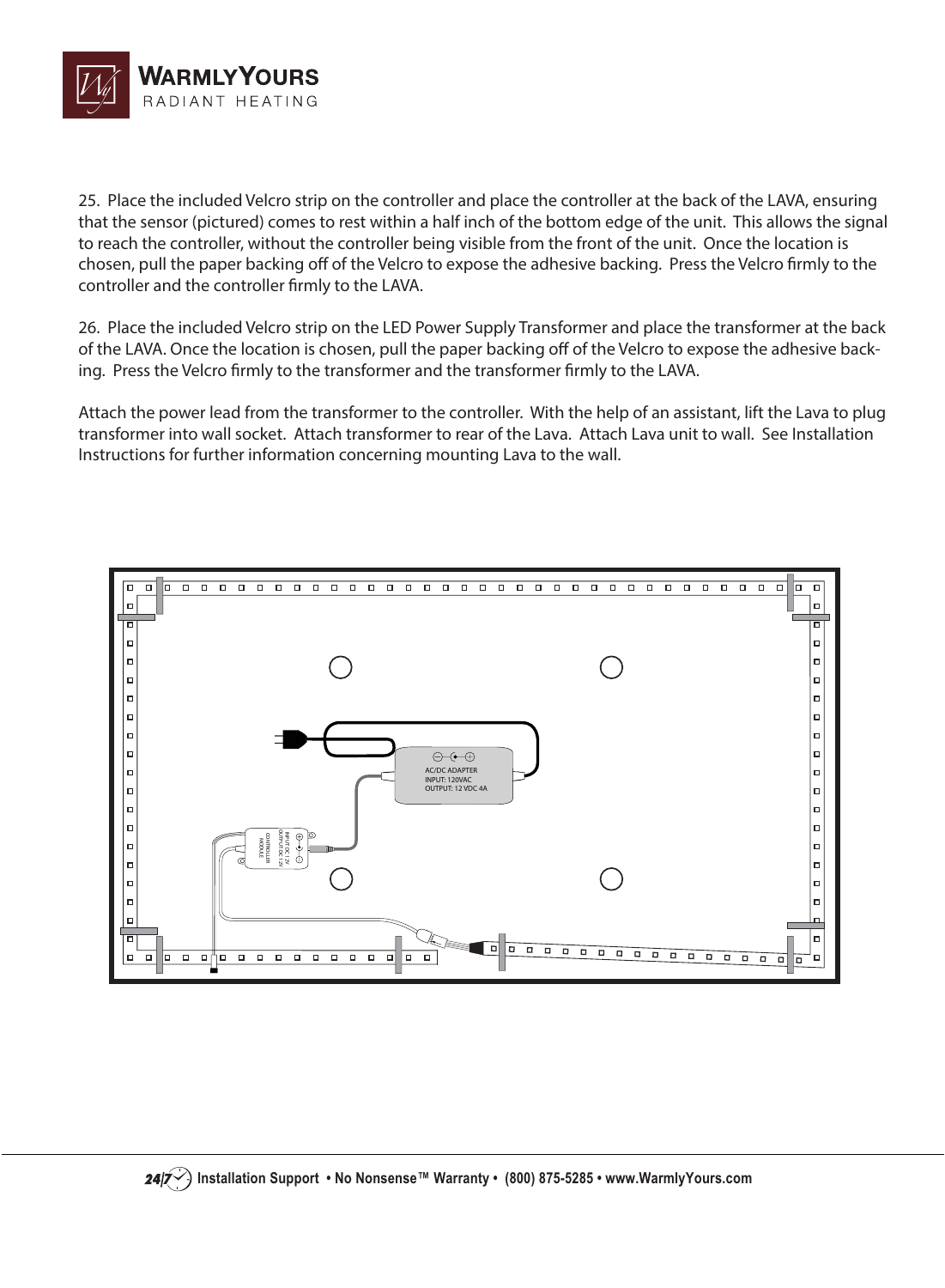25. Place the included Velcro strip on the controller and place the controller at the back of the LAVA, ensuring that the sensor (pictured) comes to rest within a half inch of the bottom edge of the unit. This allows the signal to reach the controller, without the controller being visible from the front of the unit. Once the location is chosen, pull the paper backing off of the Velcro to expose the adhesive backing. Press the Velcro firmly to the controller and the controller firmly to the LAVA.

26. Place the included Velcro strip on the LED Power Supply Transformer and place the transformer at the back of the LAVA. Once the location is chosen, pull the paper backing off of the Velcro to expose the adhesive backing. Press the Velcro firmly to the transformer and the transformer firmly to the LAVA.

Attach the power lead from the transformer to the controller. With the help of an assistant, lift the Lava to plug transformer into wall socket. Attach transformer to rear of the Lava. Attach Lava unit to wall. See Installation Instructions for further information concerning mounting Lava to the wall.

AC/DC ADAPTER
INPUT: 120VAC
OUTPUT: 12 VDC 4A

CONTROLLER MODULE
INPUT: DC 12V
OUTPUT: DC 12V